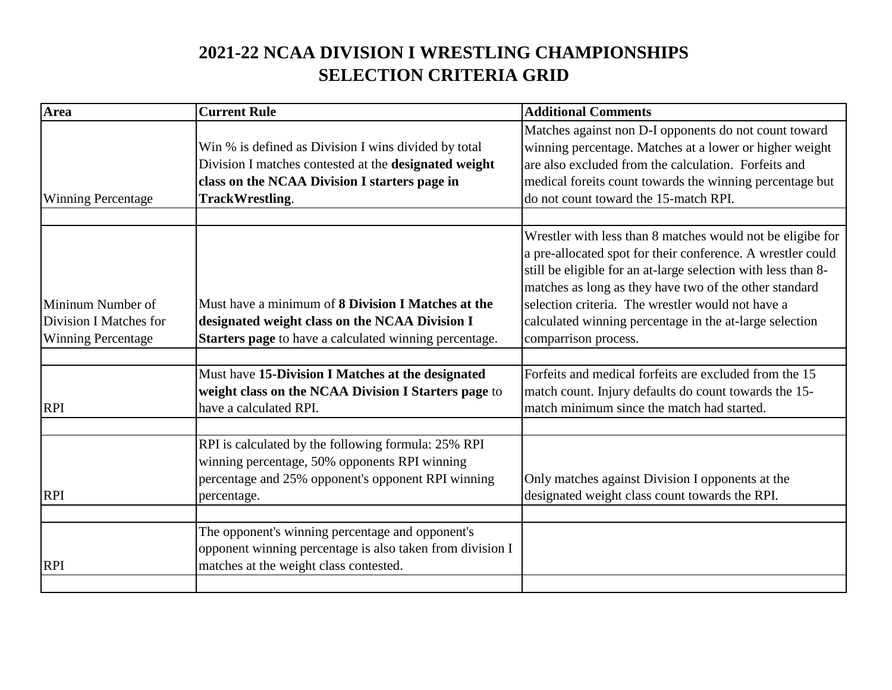# 2021-22 NCAA DIVISION I WRESTLING CHAMPIONSHIPS
# SELECTION CRITERIA GRID

| Area | Current Rule | Additional Comments |
|---|---|---|
| Winning Percentage | Win % is defined as Division I wins divided by total Division I matches contested at the **designated weight class on the NCAA Division I starters page in TrackWrestling**. | Matches against non D-I opponents do not count toward winning percentage. Matches at a lower or higher weight are also excluded from the calculation. Forfeits and medical foreits count towards the winning percentage but do not count toward the 15-match RPI. |
| | | |
| Mininum Number of Division I Matches for Winning Percentage | Must have a minimum of **8 Division I Matches at the designated weight class on the NCAA Division I Starters page** to have a calculated winning percentage. | Wrestler with less than 8 matches would not be eligibe for a pre-allocated spot for their conference. A wrestler could still be eligible for an at-large selection with less than 8-matches as long as they have two of the other standard selection criteria. The wrestler would not have a calculated winning percentage in the at-large selection comparrison process. |
| | | |
| RPI | Must have **15-Division I Matches at the designated weight class on the NCAA Division I Starters page** to have a calculated RPI. | Forfeits and medical forfeits are excluded from the 15 match count. Injury defaults do count towards the 15-match minimum since the match had started. |
| | | |
| RPI | RPI is calculated by the following formula: 25% RPI winning percentage, 50% opponents RPI winning percentage and 25% opponent's opponent RPI winning percentage. | Only matches against Division I opponents at the designated weight class count towards the RPI. |
| | | |
| RPI | The opponent's winning percentage and opponent's opponent winning percentage is also taken from division I matches at the weight class contested. | |
| | | |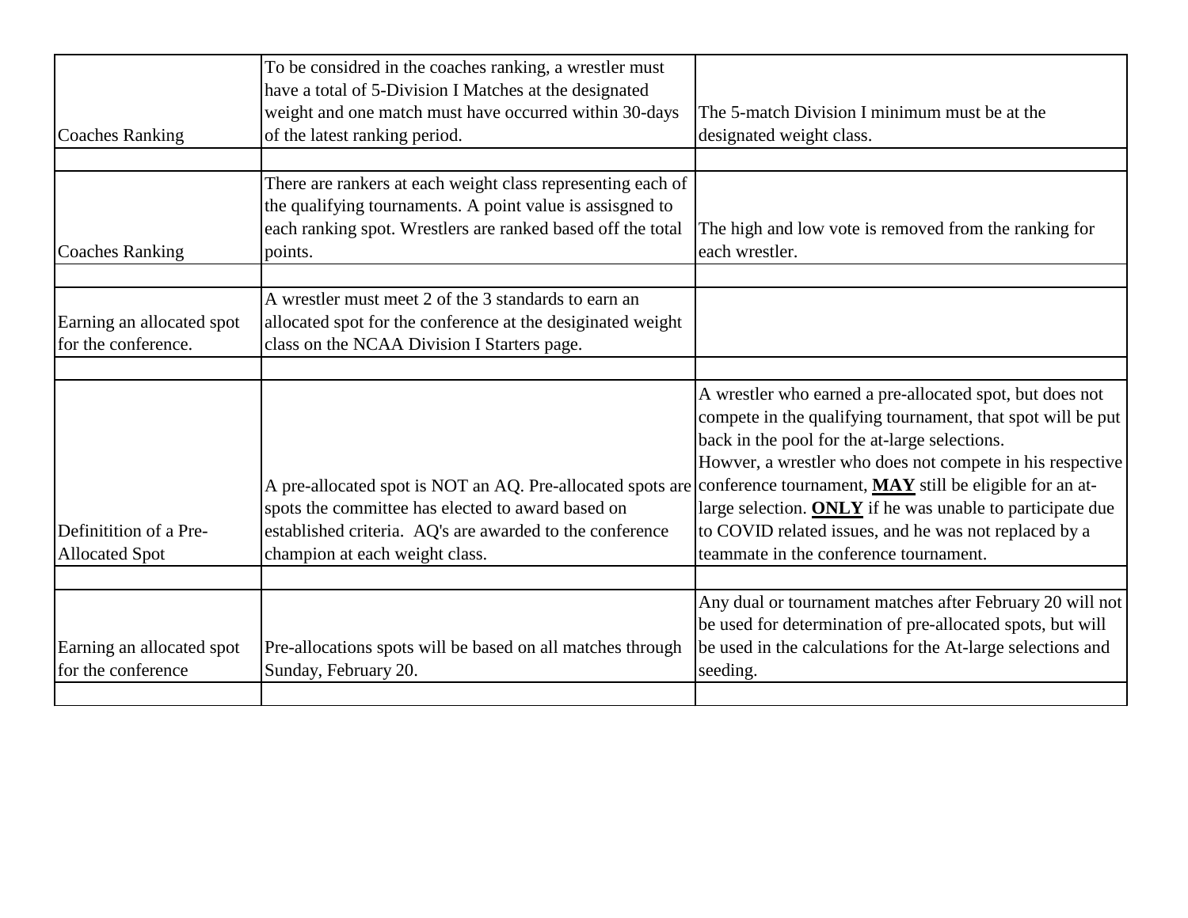| | | |
|---|---|---|
| Coaches Ranking | To be considred in the coaches ranking, a wrestler must have a total of 5-Division I Matches at the designated weight and one match must have occurred within 30-days of the latest ranking period. | The 5-match Division I minimum must be at the designated weight class. |
| | | |
| Coaches Ranking | There are rankers at each weight class representing each of the qualifying tournaments. A point value is assisgned to each ranking spot. Wrestlers are ranked based off the total points. | The high and low vote is removed from the ranking for each wrestler. |
| | | |
| Earning an allocated spot for the conference. | A wrestler must meet 2 of the 3 standards to earn an allocated spot for the conference at the desiginated weight class on the NCAA Division I Starters page. | |
| | | |
| Defintition of a Pre-Allocated Spot | A pre-allocated spot is NOT an AQ. Pre-allocated spots are spots the committee has elected to award based on established criteria. AQ's are awarded to the conference champion at each weight class. | A wrestler who earned a pre-allocated spot, but does not compete in the qualifying tournament, that spot will be put back in the pool for the at-large selections. Howver, a wrestler who does not compete in his respective conference tournament, **MAY** still be eligible for an at-large selection. **ONLY** if he was unable to participate due to COVID related issues, and he was not replaced by a teammate in the conference tournament. |
| | | |
| Earning an allocated spot for the conference | Pre-allocations spots will be based on all matches through Sunday, February 20. | Any dual or tournament matches after February 20 will not be used for determination of pre-allocated spots, but will be used in the calculations for the At-large selections and seeding. |
| | | |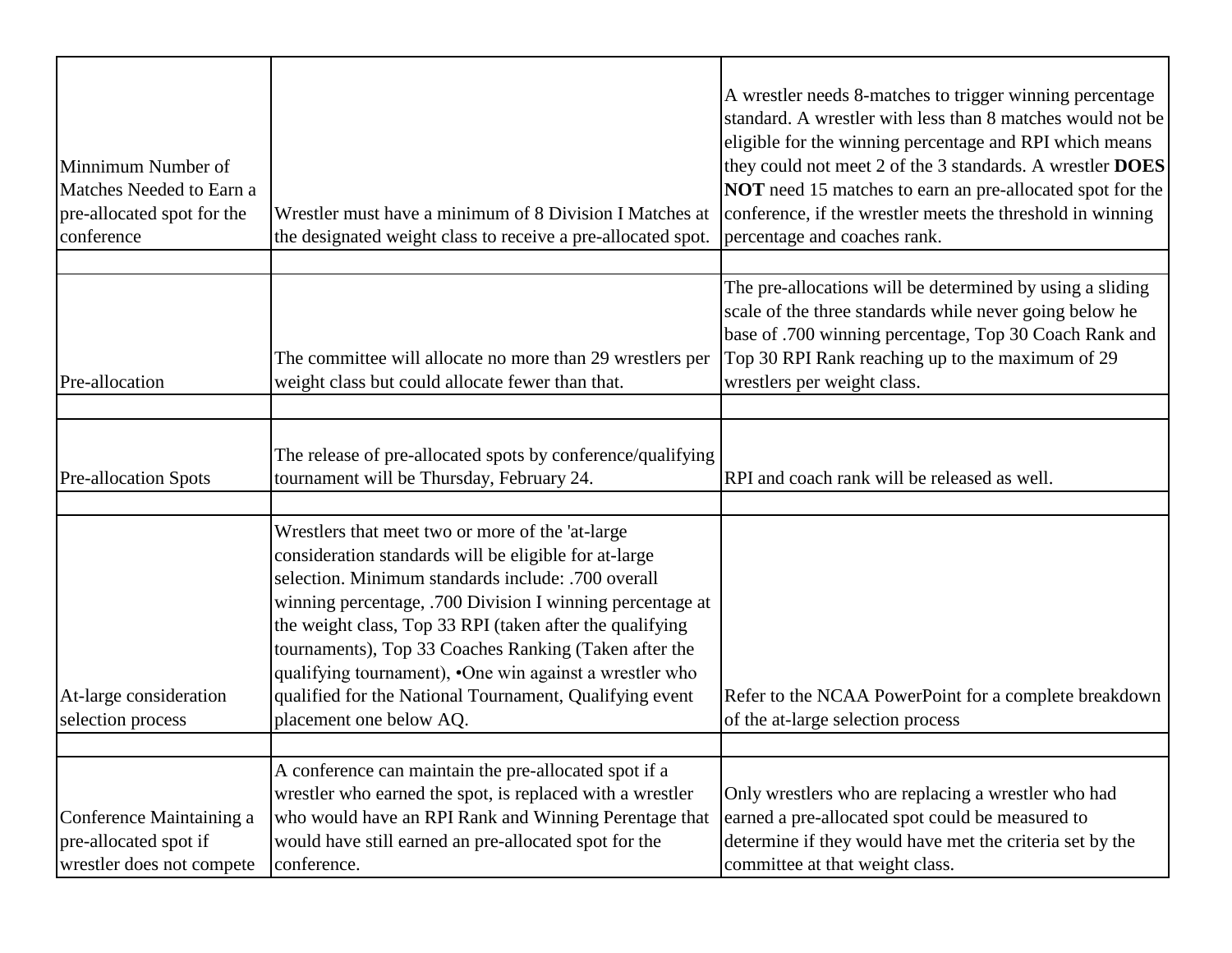| | | |
|---|---|---|
| Minnimum Number of Matches Needed to Earn a pre-allocated spot for the conference | Wrestler must have a minimum of 8 Division I Matches at the designated weight class to receive a pre-allocated spot. | A wrestler needs 8-matches to trigger winning percentage standard. A wrestler with less than 8 matches would not be eligible for the winning percentage and RPI which means they could not meet 2 of the 3 standards. A wrestler **DOES NOT** need 15 matches to earn an pre-allocated spot for the conference, if the wrestler meets the threshold in winning percentage and coaches rank. |
| | | |
| Pre-allocation | The committee will allocate no more than 29 wrestlers per weight class but could allocate fewer than that. | The pre-allocations will be determined by using a sliding scale of the three standards while never going below he base of .700 winning percentage, Top 30 Coach Rank and Top 30 RPI Rank reaching up to the maximum of 29 wrestlers per weight class. |
| | | |
| Pre-allocation Spots | The release of pre-allocated spots by conference/qualifying tournament will be Thursday, February 24. | RPI and coach rank will be released as well. |
| | | |
| At-large consideration selection process | Wrestlers that meet two or more of the 'at-large consideration standards will be eligible for at-large selection. Minimum standards include: .700 overall winning percentage, .700 Division I winning percentage at the weight class, Top 33 RPI (taken after the qualifying tournaments), Top 33 Coaches Ranking (Taken after the qualifying tournament), •One win against a wrestler who qualified for the National Tournament, Qualifying event placement one below AQ. | Refer to the NCAA PowerPoint for a complete breakdown of the at-large selection process |
| | | |
| Conference Maintaining a pre-allocated spot if wrestler does not compete | A conference can maintain the pre-allocated spot if a wrestler who earned the spot, is replaced with a wrestler who would have an RPI Rank and Winning Perentage that would have still earned an pre-allocated spot for the conference. | Only wrestlers who are replacing a wrestler who had earned a pre-allocated spot could be measured to determine if they would have met the criteria set by the committee at that weight class. |